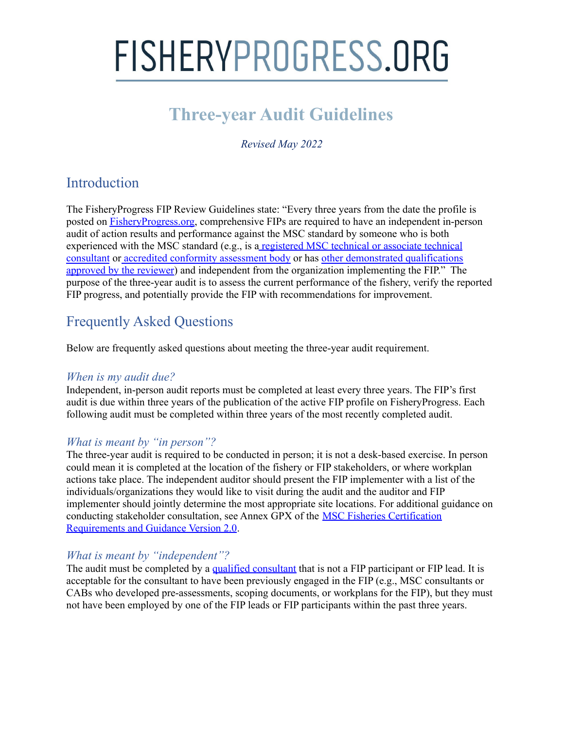# FISHERYPROGRESS.ORG

## Three-year Audit Guidelines

*Revised May 2022*

## Introduction

The FisheryProgress FIP Review Guidelines state: "Every three years from the date the profile is posted on FisheryProgress.org, comprehensive FIPs are required to have an independent in-person audit of action results and performance against the MSC standard by someone who is both experienced with the MSC standard (e.g., is a registered MSC technical or associate technical consultant or accredited conformity assessment body or has other demonstrated qualifications approved by the reviewer) and independent from the organization implementing the FIP." The purpose of the three-year audit is to assess the current performance of the fishery, verify the reported FIP progress, and potentially provide the FIP with recommendations for improvement.

## Frequently Asked Questions

Below are frequently asked questions about meeting the three-year audit requirement.

### *When is my audit due?*

Independent, in-person audit reports must be completed at least every three years. The FIP's first audit is due within three years of the publication of the active FIP profile on FisheryProgress. Each following audit must be completed within three years of the most recently completed audit.

### *What is meant by "in person"?*

The three-year audit is required to be conducted in person; it is not a desk-based exercise. In person could mean it is completed at the location of the fishery or FIP stakeholders, or where workplan actions take place. The independent auditor should present the FIP implementer with a list of the individuals/organizations they would like to visit during the audit and the auditor and FIP implementer should jointly determine the most appropriate site locations. For additional guidance on conducting stakeholder consultation, see Annex GPX of the MSC Fisheries Certification Requirements and Guidance Version 2.0.

### *What is meant by "independent"?*

The audit must be completed by a qualified consultant that is not a FIP participant or FIP lead. It is acceptable for the consultant to have been previously engaged in the FIP (e.g., MSC consultants or CABs who developed pre-assessments, scoping documents, or workplans for the FIP), but they must not have been employed by one of the FIP leads or FIP participants within the past three years.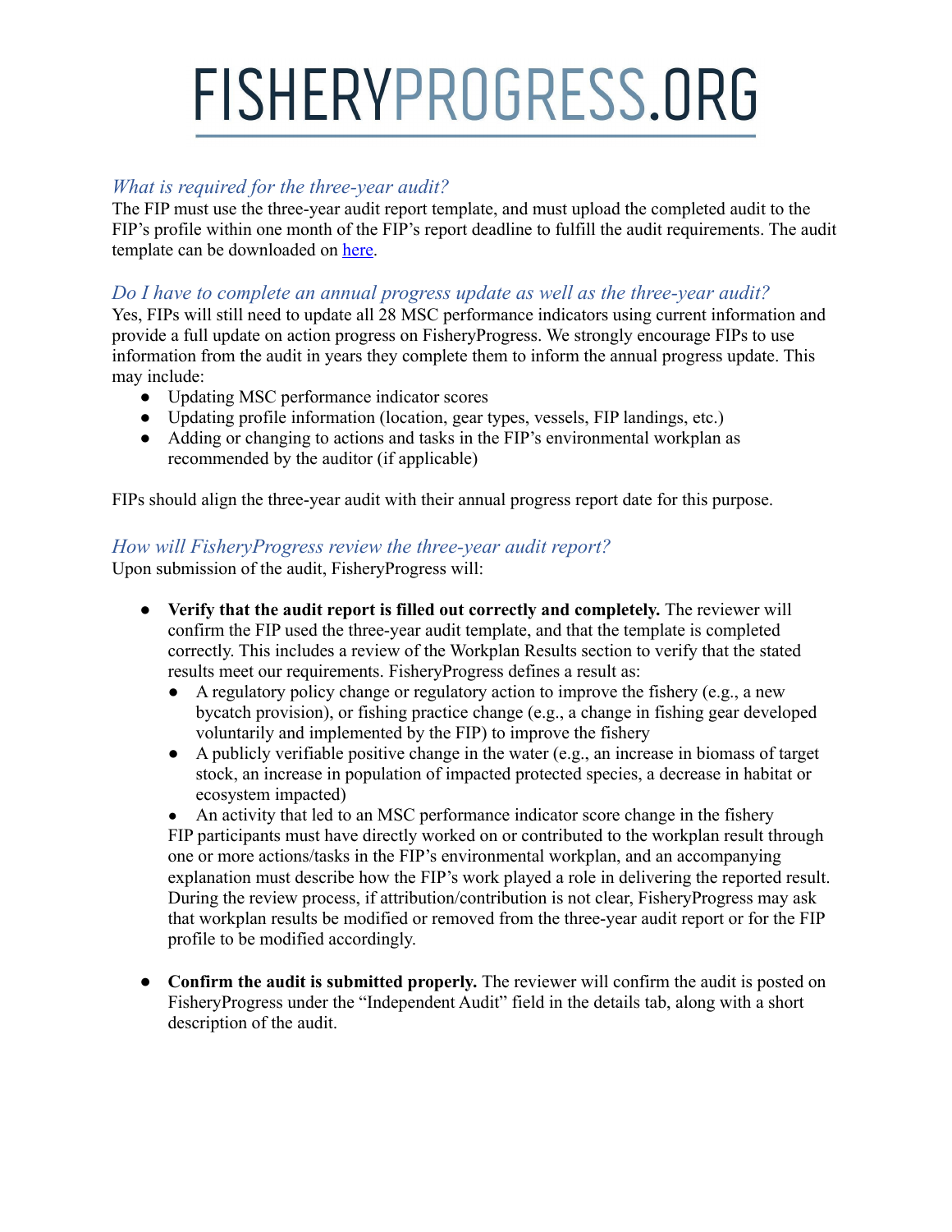*What is required for the three-year audit?*

The FIP must use the three-year audit report template, and must upload the completed audit to the FIP's profile within one month of the FIP's report deadline to fulfill the audit requirements. The audit template can be downloaded on [here](here).

*Do I have to complete an annual progress update as well as the three-year audit?*

Yes, FIPs will still need to update all 28 MSC performance indicators using current information and provide a full update on action progress on FisheryProgress. We strongly encourage FIPs to use information from the audit in years they complete them to inform the annual progress update. This may include:

- Updating MSC performance indicator scores
- Updating profile information (location, gear types, vessels, FIP landings, etc.)
- Adding or changing to actions and tasks in the FIP's environmental workplan as recommended by the auditor (if applicable)

FIPs should align the three-year audit with their annual progress report date for this purpose.

*How will FisheryProgress review the three-year audit report?*

Upon submission of the audit, FisheryProgress will:

- **Verify that the audit report is filled out correctly and completely.** The reviewer will confirm the FIP used the three-year audit template, and that the template is completed correctly. This includes a review of the Workplan Results section to verify that the stated results meet our requirements. FisheryProgress defines a result as:
  - A regulatory policy change or regulatory action to improve the fishery (e.g., a new bycatch provision), or fishing practice change (e.g., a change in fishing gear developed voluntarily and implemented by the FIP) to improve the fishery
  - A publicly verifiable positive change in the water (e.g., an increase in biomass of target stock, an increase in population of impacted protected species, a decrease in habitat or ecosystem impacted)
  - An activity that led to an MSC performance indicator score change in the fishery

  FIP participants must have directly worked on or contributed to the workplan result through one or more actions/tasks in the FIP's environmental workplan, and an accompanying explanation must describe how the FIP's work played a role in delivering the reported result. During the review process, if attribution/contribution is not clear, FisheryProgress may ask that workplan results be modified or removed from the three-year audit report or for the FIP profile to be modified accordingly.

- **Confirm the audit is submitted properly.** The reviewer will confirm the audit is posted on FisheryProgress under the "Independent Audit" field in the details tab, along with a short description of the audit.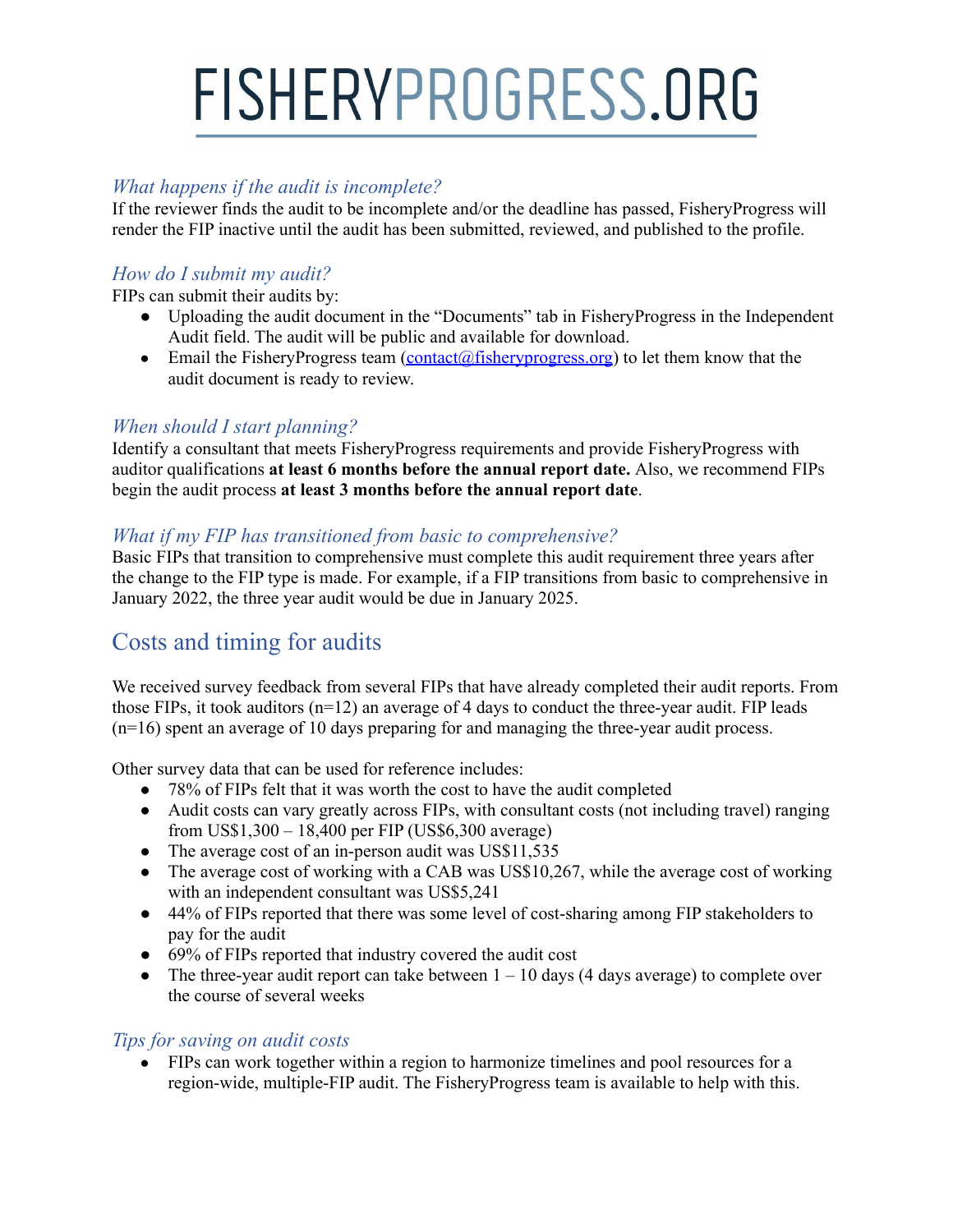### *What happens if the audit is incomplete?*

If the reviewer finds the audit to be incomplete and/or the deadline has passed, FisheryProgress will render the FIP inactive until the audit has been submitted, reviewed, and published to the profile.

### *How do I submit my audit?*

FIPs can submit their audits by:

- Uploading the audit document in the "Documents" tab in FisheryProgress in the Independent Audit field. The audit will be public and available for download.
- Email the FisheryProgress team (contact@fisheryprogress.org) to let them know that the audit document is ready to review.

### *When should I start planning?*

Identify a consultant that meets FisheryProgress requirements and provide FisheryProgress with auditor qualifications **at least 6 months before the annual report date.** Also, we recommend FIPs begin the audit process **at least 3 months before the annual report date**.

### *What if my FIP has transitioned from basic to comprehensive?*

Basic FIPs that transition to comprehensive must complete this audit requirement three years after the change to the FIP type is made. For example, if a FIP transitions from basic to comprehensive in January 2022, the three year audit would be due in January 2025.

## Costs and timing for audits

We received survey feedback from several FIPs that have already completed their audit reports. From those FIPs, it took auditors (n=12) an average of 4 days to conduct the three-year audit. FIP leads (n=16) spent an average of 10 days preparing for and managing the three-year audit process.

Other survey data that can be used for reference includes:

- 78% of FIPs felt that it was worth the cost to have the audit completed
- Audit costs can vary greatly across FIPs, with consultant costs (not including travel) ranging from US$1,300 – 18,400 per FIP (US$6,300 average)
- The average cost of an in-person audit was US$11,535
- The average cost of working with a CAB was US$10,267, while the average cost of working with an independent consultant was US$5,241
- 44% of FIPs reported that there was some level of cost-sharing among FIP stakeholders to pay for the audit
- 69% of FIPs reported that industry covered the audit cost
- The three-year audit report can take between 1 – 10 days (4 days average) to complete over the course of several weeks

### *Tips for saving on audit costs*

- FIPs can work together within a region to harmonize timelines and pool resources for a region-wide, multiple-FIP audit. The FisheryProgress team is available to help with this.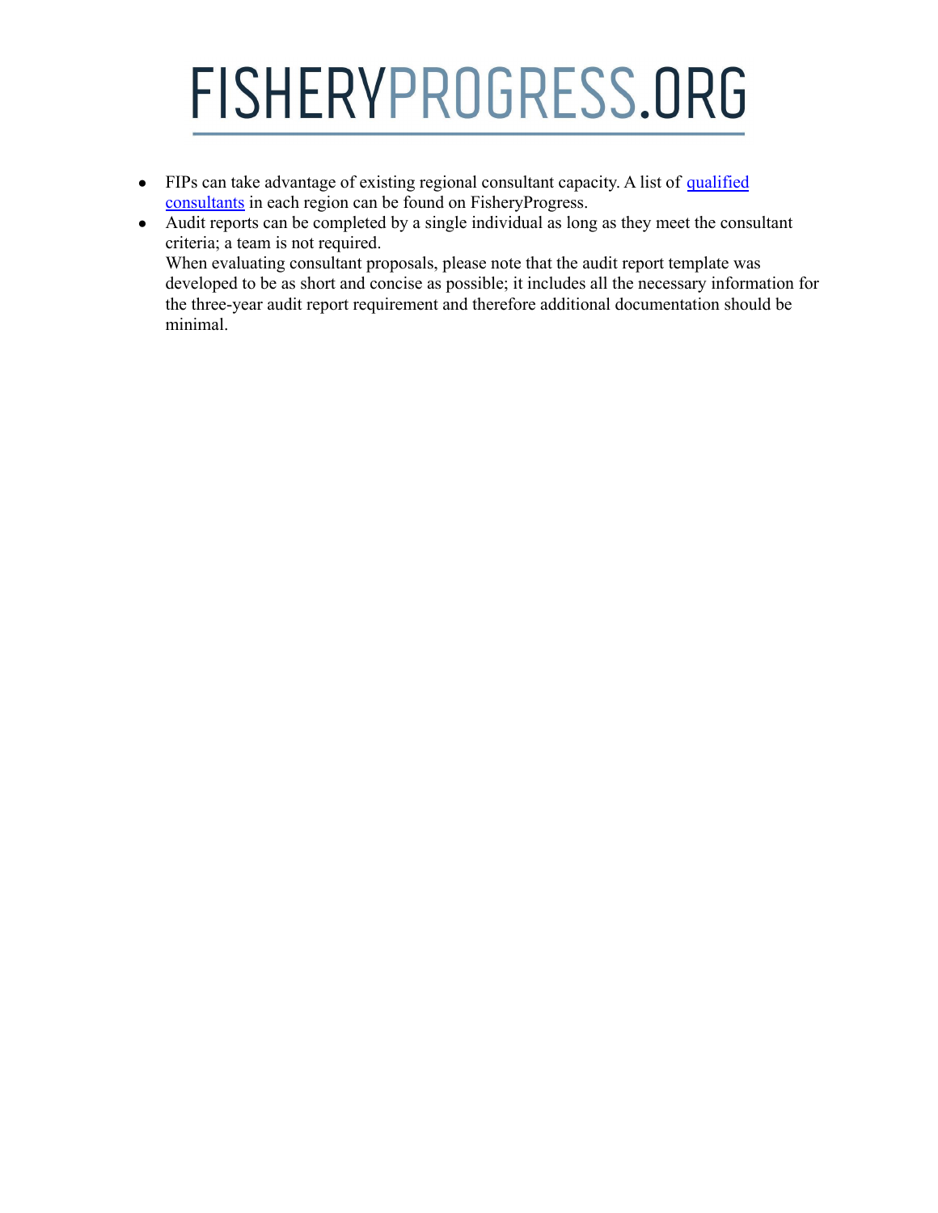- FIPs can take advantage of existing regional consultant capacity. A list of [qualified consultants](#) in each region can be found on FisheryProgress.
- Audit reports can be completed by a single individual as long as they meet the consultant criteria; a team is not required.
  When evaluating consultant proposals, please note that the audit report template was developed to be as short and concise as possible; it includes all the necessary information for the three-year audit report requirement and therefore additional documentation should be minimal.